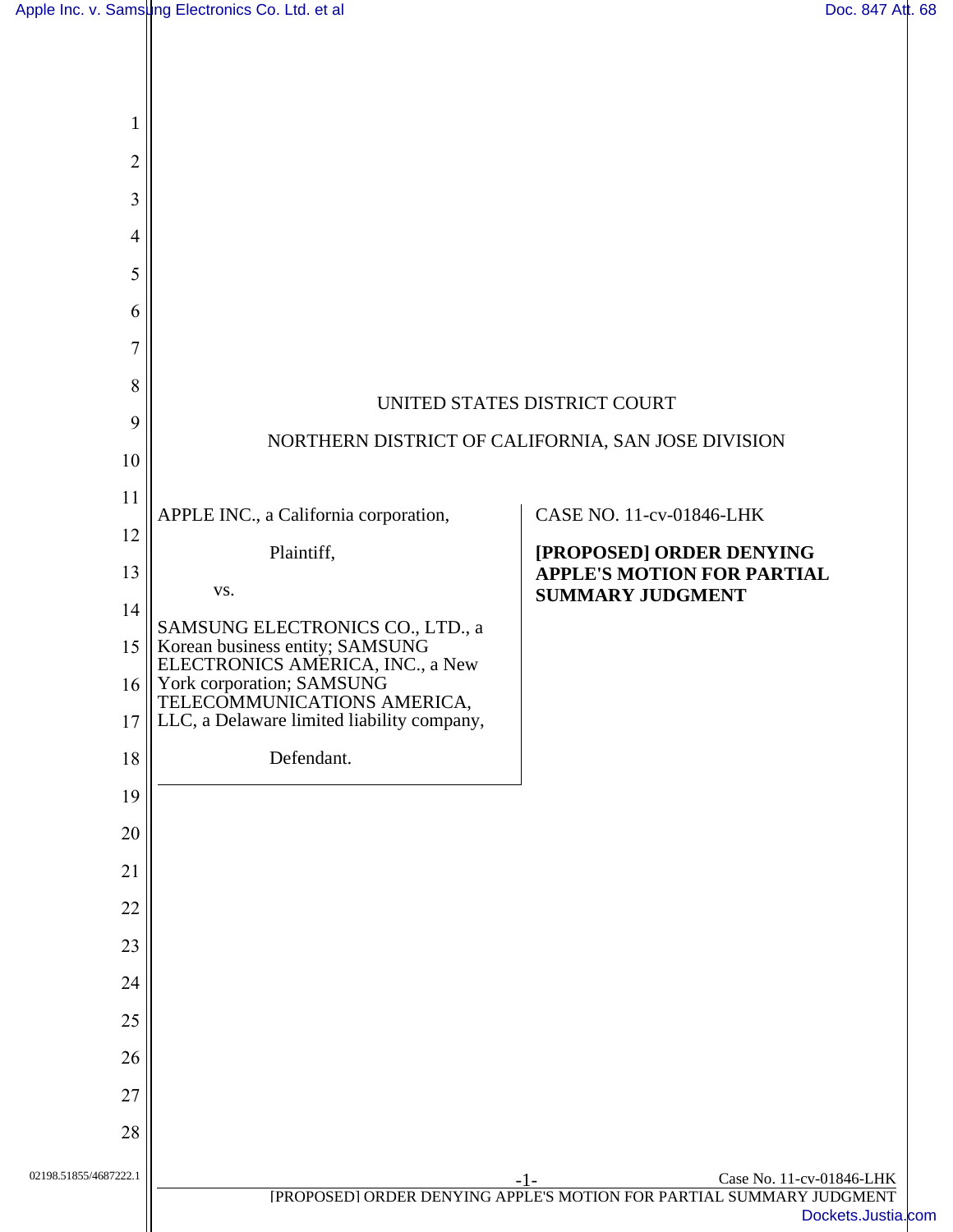UNITED STATES DISTRICT COURT

NORTHERN DISTRICT OF CALIFORNIA, SAN JOSE DIVISION

| | |
|---|---|
| APPLE INC., a California corporation,<br><br>Plaintiff,<br><br>vs.<br><br>SAMSUNG ELECTRONICS CO., LTD., a Korean business entity; SAMSUNG ELECTRONICS AMERICA, INC., a New York corporation; SAMSUNG TELECOMMUNICATIONS AMERICA, LLC, a Delaware limited liability company,<br><br>Defendant. | CASE NO. 11-cv-01846-LHK<br><br>**[PROPOSED] ORDER DENYING APPLE'S MOTION FOR PARTIAL SUMMARY JUDGMENT** |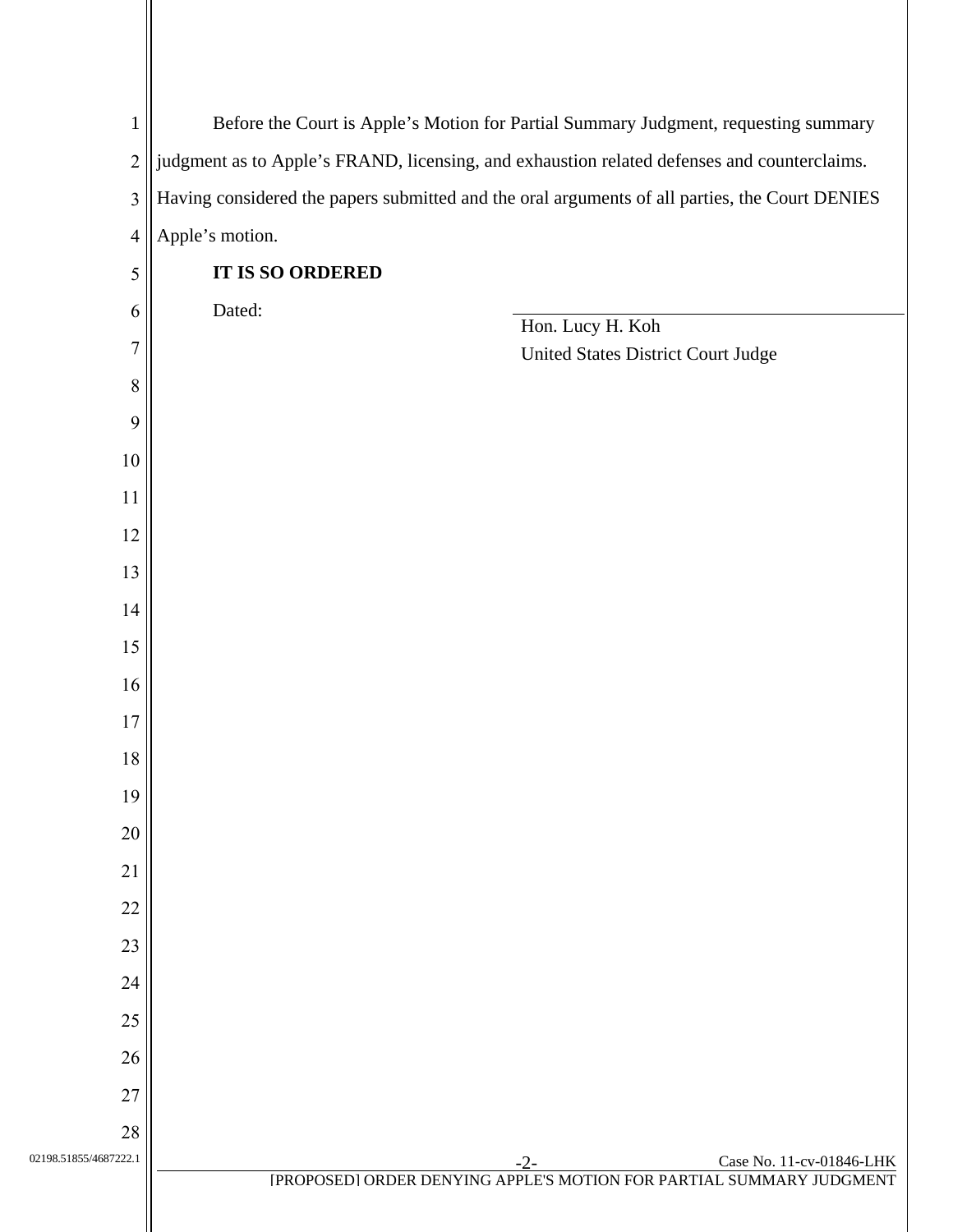Before the Court is Apple's Motion for Partial Summary Judgment, requesting summary judgment as to Apple's FRAND, licensing, and exhaustion related defenses and counterclaims. Having considered the papers submitted and the oral arguments of all parties, the Court DENIES Apple's motion.

**IT IS SO ORDERED**

Dated:

Hon. Lucy H. Koh
United States District Court Judge